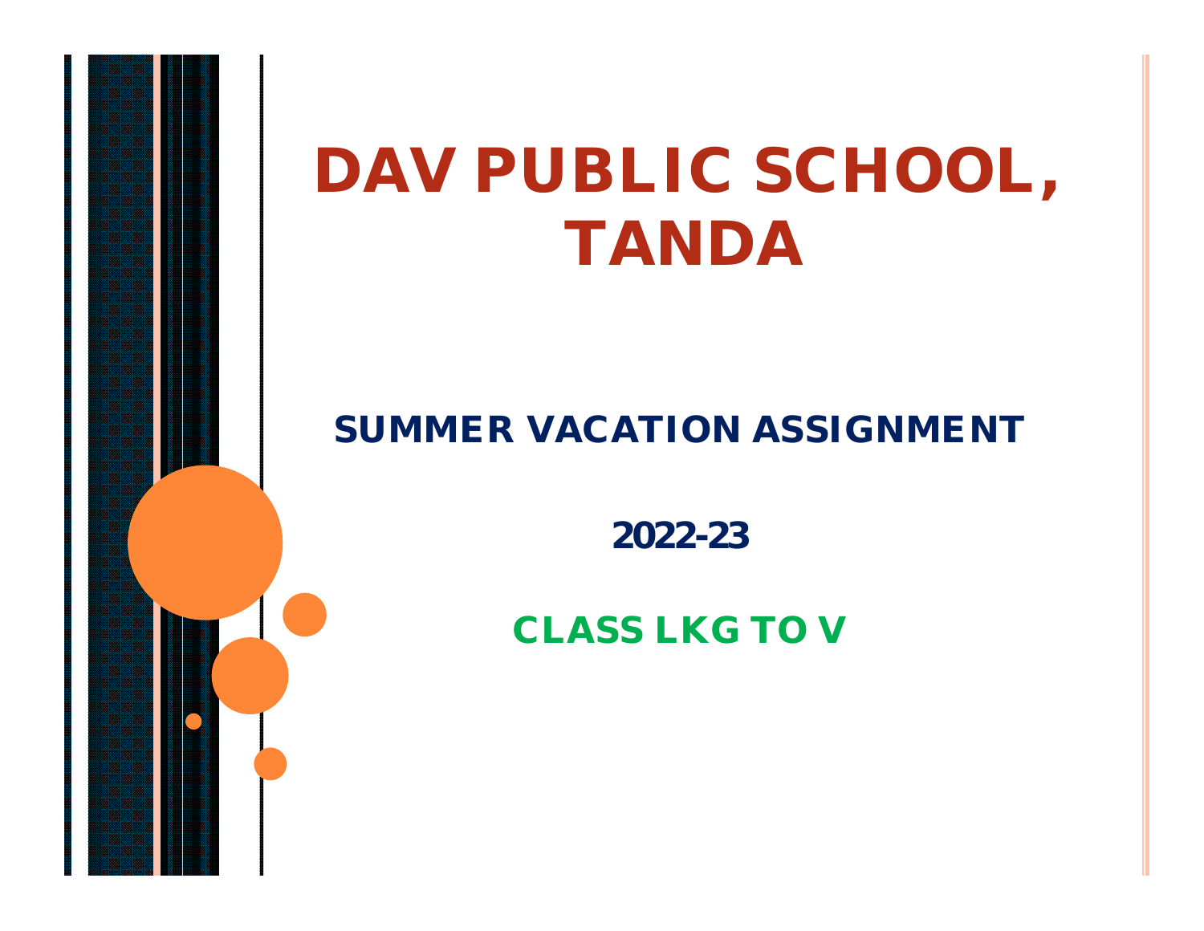# DAV PUBLIC SCHOOL, TANDA

## SUMMER VACATION ASSIGNMENT

## 2022-23

## CLASS LKG TO V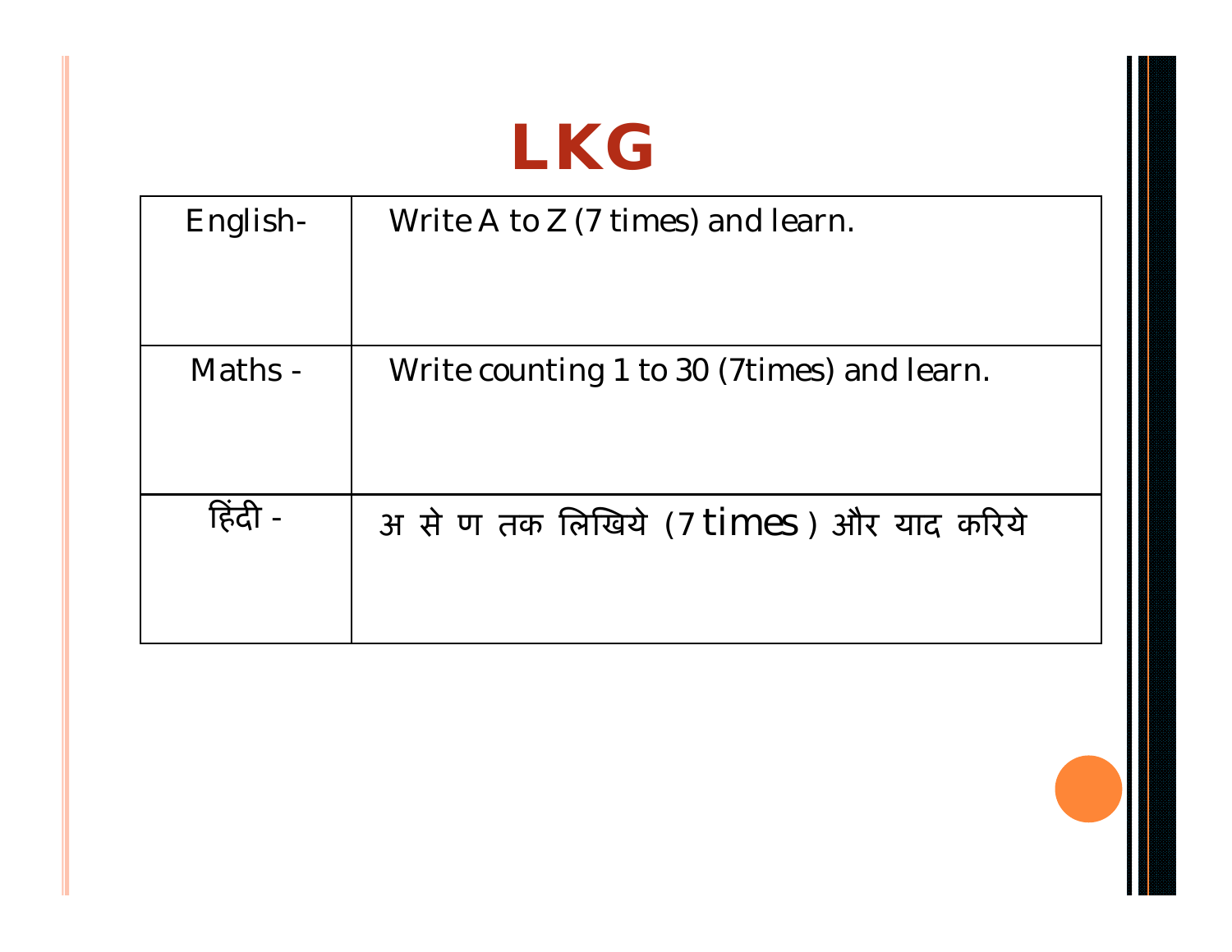# LKG

| | |
|---|---|
| English- | Write A to Z (7 times) and learn. |
| Maths - | Write counting 1 to 30 (7times) and learn. |
| हिंदी - | अ से ण तक लिखिये (7 times ) और याद करिये |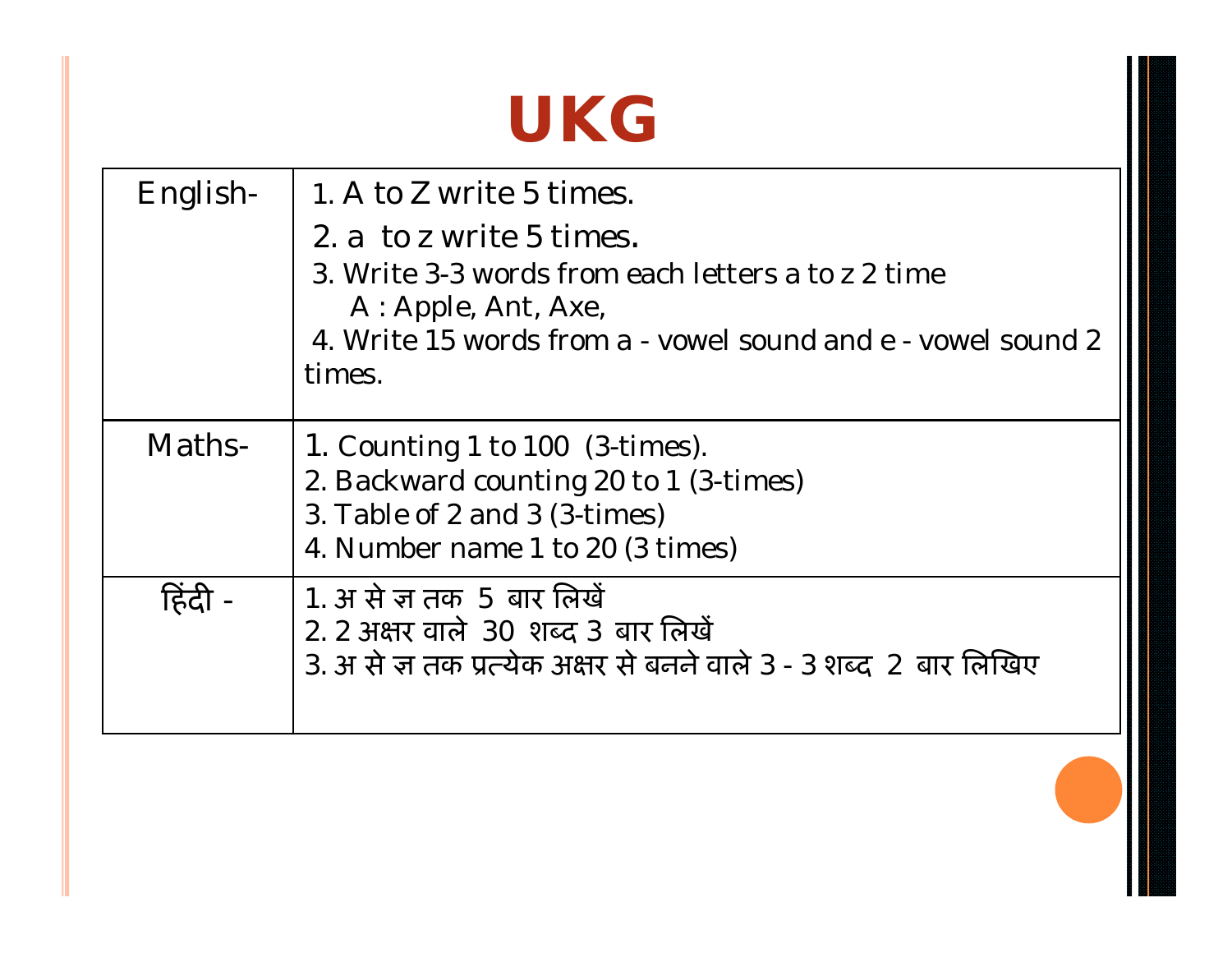# UKG

| | |
|---|---|
| English- | 1. A to Z write 5 times.<br>2. a to z write 5 times.<br>3. Write 3-3 words from each letters a to z 2 time<br>A : Apple, Ant, Axe,<br>4. Write 15 words from a - vowel sound and e - vowel sound 2 times. |
| Maths- | 1. Counting 1 to 100 (3-times).<br>2. Backward counting 20 to 1 (3-times)<br>3. Table of 2 and 3 (3-times)<br>4. Number name 1 to 20 (3 times) |
| हिंदी - | 1. अ से ज्ञ तक 5 बार लिखें<br>2. 2 अक्षर वाले 30 शब्द 3 बार लिखें<br>3. अ से ज्ञ तक प्रत्येक अक्षर से बनने वाले 3 - 3 शब्द 2 बार लिखिए |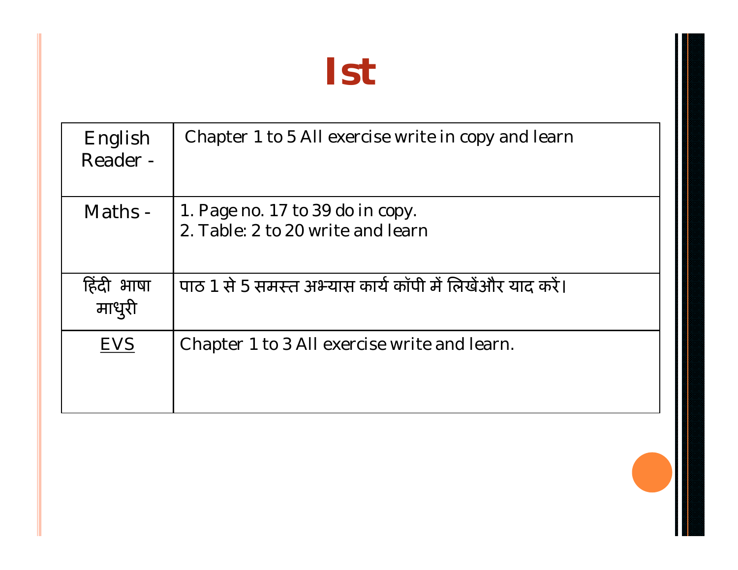# Ist

| English Reader - | Chapter 1 to 5 All exercise write in copy and learn |
|---|---|
| Maths - | 1. Page no. 17 to 39 do in copy.<br>2. Table: 2 to 20 write and learn |
| हिंदी भाषा माधुरी | पाठ 1 से 5 समस्त अभ्यास कार्य कॉपी में लिखेंऔर याद करें। |
| EVS | Chapter 1 to 3 All exercise write and learn. |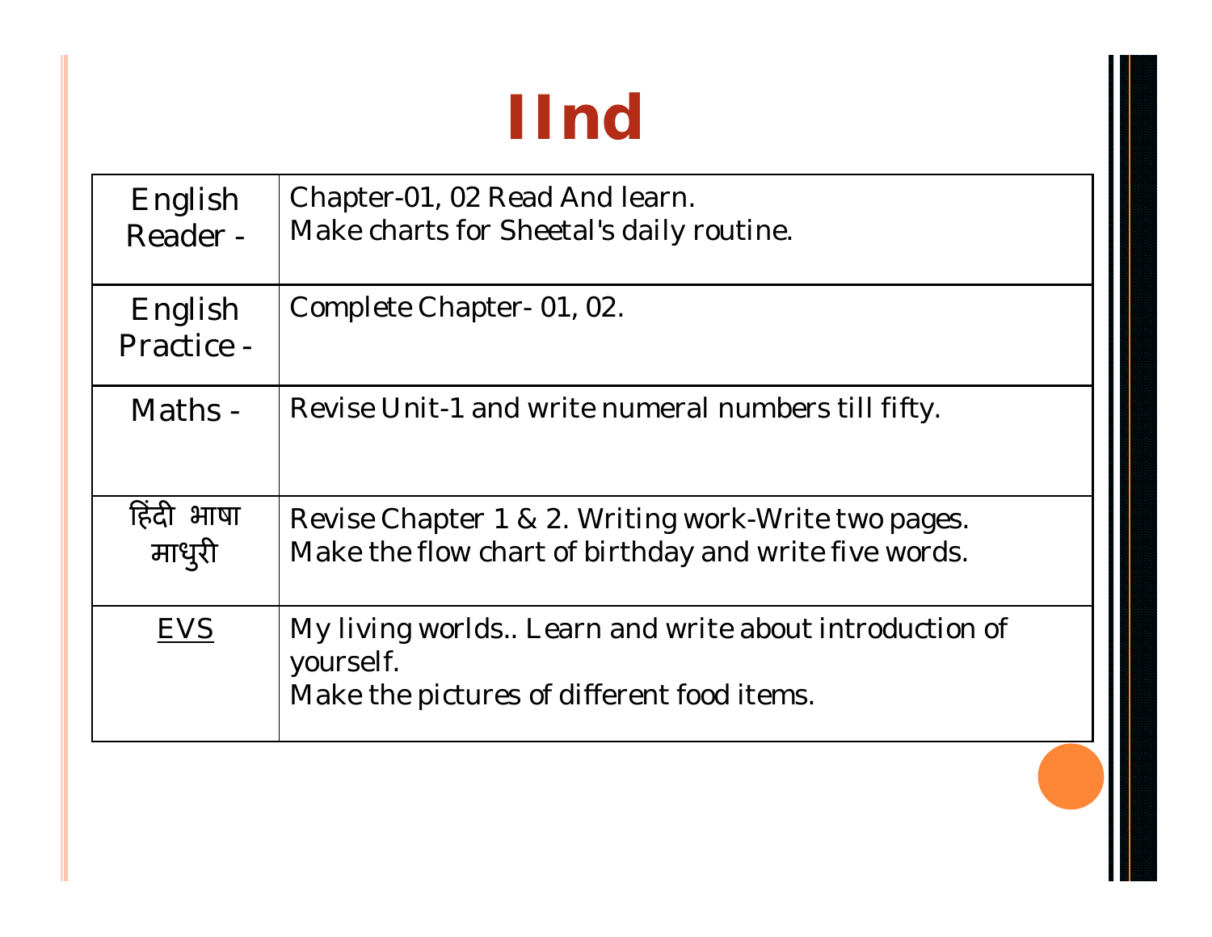# IInd

| | |
|---|---|
| English Reader - | Chapter-01, 02 Read And learn.<br>Make charts for Sheetal's daily routine. |
| English Practice - | Complete Chapter- 01, 02. |
| Maths - | Revise Unit-1 and write numeral numbers till fifty. |
| हिंदी भाषा माधुरी | Revise Chapter 1 & 2. Writing work-Write two pages.<br>Make the flow chart of birthday and write five words. |
| <u>EVS</u> | My living worlds.. Learn and write about introduction of yourself.<br>Make the pictures of different food items. |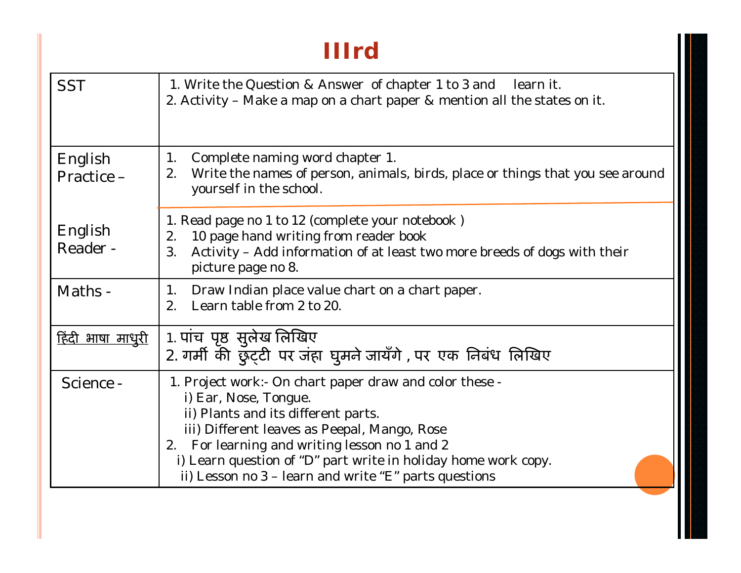# IIIrd

| | |
|---|---|
| SST | 1. Write the Question & Answer of chapter 1 to 3 and learn it.<br>2. Activity – Make a map on a chart paper & mention all the states on it. |
| English Practice – | 1. Complete naming word chapter 1.<br>2. Write the names of person, animals, birds, place or things that you see around yourself in the school. |
| English Reader - | 1. Read page no 1 to 12 (complete your notebook )<br>2. 10 page hand writing from reader book<br>3. Activity – Add information of at least two more breeds of dogs with their picture page no 8. |
| Maths - | 1. Draw Indian place value chart on a chart paper.<br>2. Learn table from 2 to 20. |
| <u>हिंदी भाषा माधुरी</u> | 1. पांच पृष्ठ सुलेख लिखिए<br>2. गर्मी की छुट्टी पर जंहा घुमने जायँगे , पर एक निबंध लिखिए |
| Science - | 1. Project work:- On chart paper draw and color these -<br>i) Ear, Nose, Tongue.<br>ii) Plants and its different parts.<br>iii) Different leaves as Peepal, Mango, Rose<br>2. For learning and writing lesson no 1 and 2<br>i) Learn question of "D" part write in holiday home work copy.<br>ii) Lesson no 3 – learn and write "E" parts questions |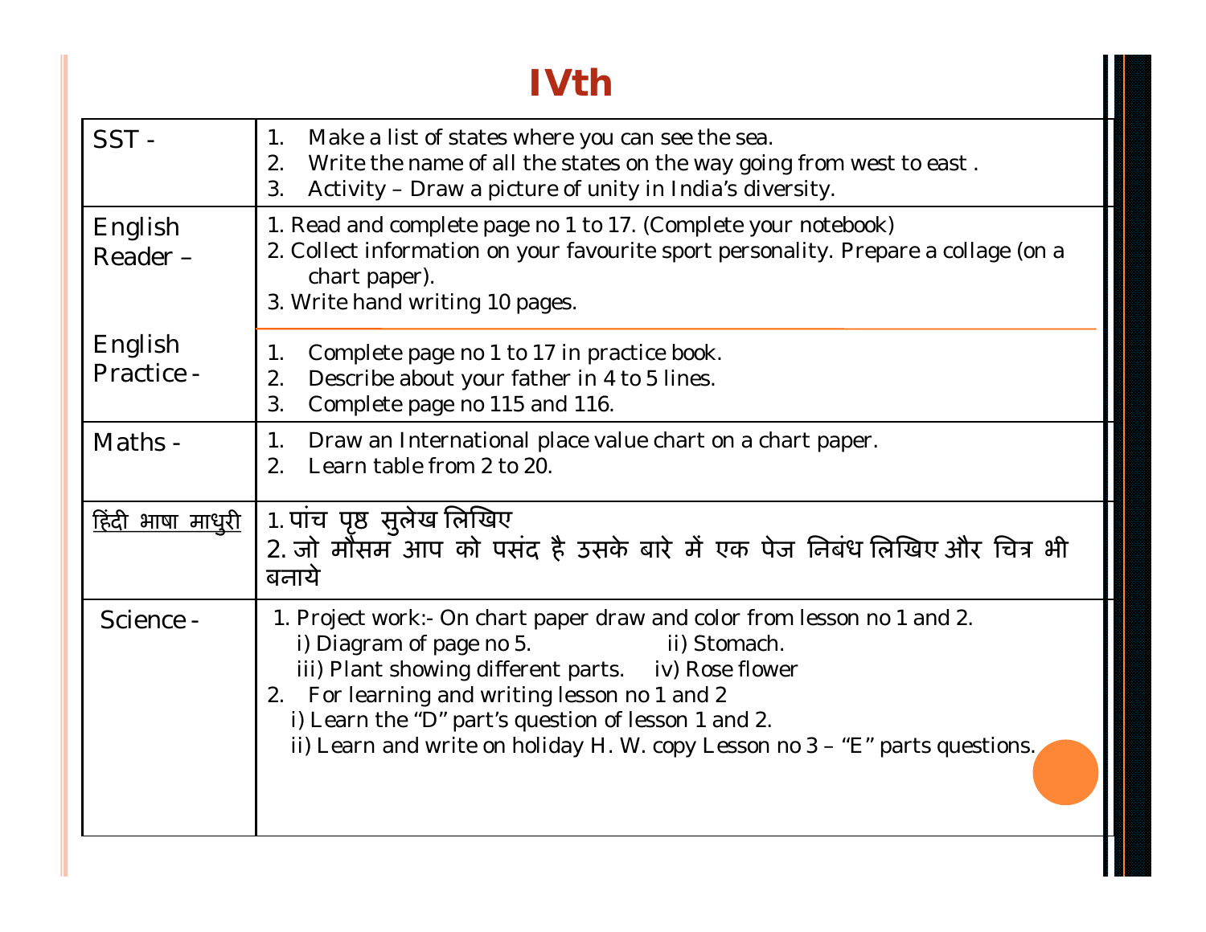# IVth

| Subject | Work |
|---|---|
| SST - | 1. Make a list of states where you can see the sea.<br>2. Write the name of all the states on the way going from west to east .<br>3. Activity – Draw a picture of unity in India's diversity. |
| English Reader – | 1. Read and complete page no 1 to 17. (Complete your notebook)<br>2. Collect information on your favourite sport personality. Prepare a collage (on a chart paper).<br>3. Write hand writing 10 pages. |
| English Practice - | 1. Complete page no 1 to 17 in practice book.<br>2. Describe about your father in 4 to 5 lines.<br>3. Complete page no 115 and 116. |
| Maths - | 1. Draw an International place value chart on a chart paper.<br>2. Learn table from 2 to 20. |
| हिंदी भाषा माधुरी | 1. पांच पृष्ठ सुलेख लिखिए<br>2. जो मौसम आप को पसंद है उसके बारे में एक पेज निबंध लिखिए और चित्र भी बनाये |
| Science - | 1. Project work:- On chart paper draw and color from lesson no 1 and 2.<br>i) Diagram of page no 5. ii) Stomach.<br>iii) Plant showing different parts. iv) Rose flower<br>2. For learning and writing lesson no 1 and 2<br>i) Learn the "D" part's question of lesson 1 and 2.<br>ii) Learn and write on holiday H. W. copy Lesson no 3 – "E" parts questions. |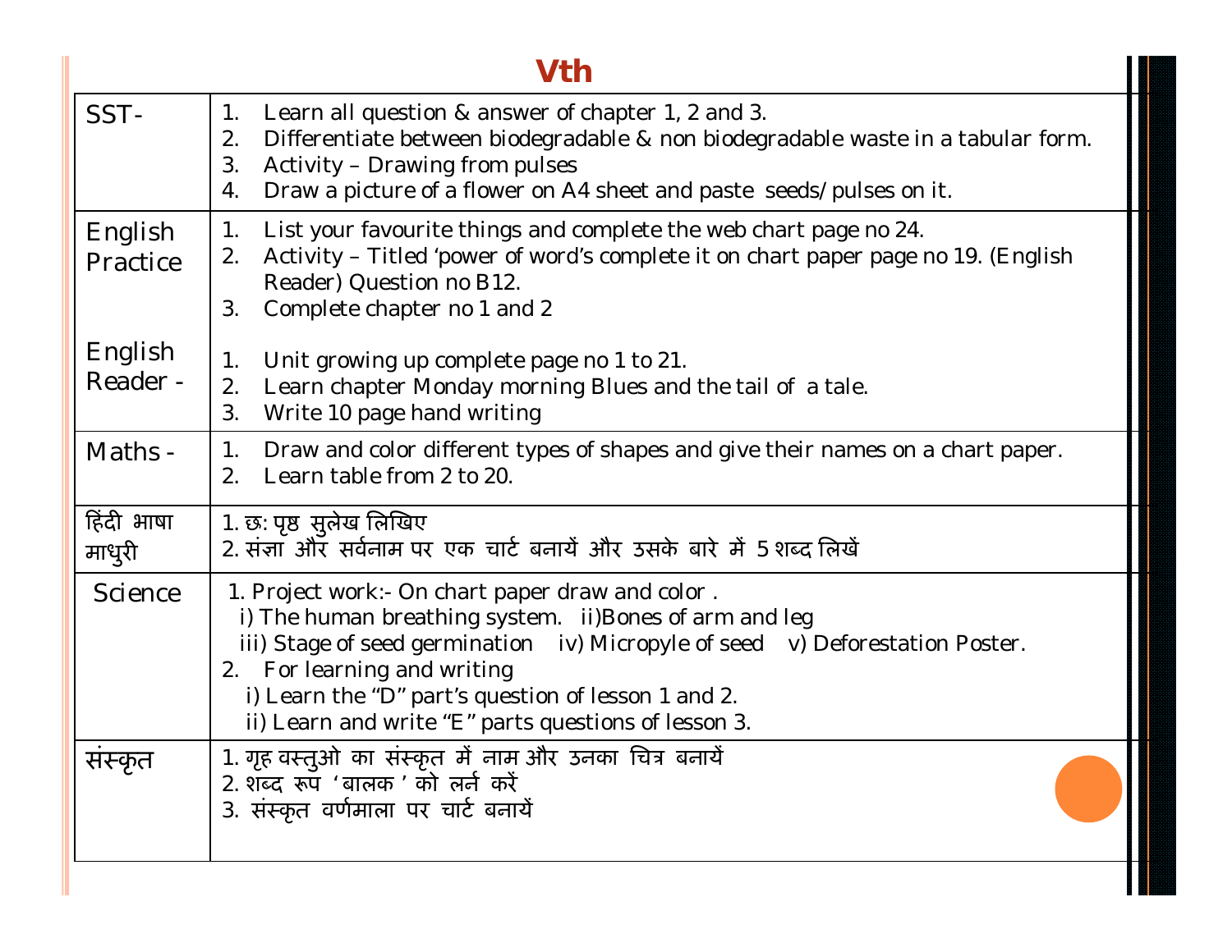# Vth

| | |
|---|---|
| SST- | 1. Learn all question & answer of chapter 1, 2 and 3.<br>2. Differentiate between biodegradable & non biodegradable waste in a tabular form.<br>3. Activity – Drawing from pulses<br>4. Draw a picture of a flower on A4 sheet and paste seeds/pulses on it. |
| English Practice<br><br>English Reader - | 1. List your favourite things and complete the web chart page no 24.<br>2. Activity – Titled 'power of word's complete it on chart paper page no 19. (English Reader) Question no B12.<br>3. Complete chapter no 1 and 2<br><br>1. Unit growing up complete page no 1 to 21.<br>2. Learn chapter Monday morning Blues and the tail of a tale.<br>3. Write 10 page hand writing |
| Maths - | 1. Draw and color different types of shapes and give their names on a chart paper.<br>2. Learn table from 2 to 20. |
| हिंदी भाषा माधुरी | 1. छः पृष्ठ सुलेख लिखिए<br>2. संज्ञा और सर्वनाम पर एक चार्ट बनायें और उसके बारे में 5 शब्द लिखें |
| Science | 1. Project work:- On chart paper draw and color .<br>i) The human breathing system. ii)Bones of arm and leg<br>iii) Stage of seed germination iv) Micropyle of seed v) Deforestation Poster.<br>2. For learning and writing<br>i) Learn the "D" part's question of lesson 1 and 2.<br>ii) Learn and write "E" parts questions of lesson 3. |
| संस्कृत | 1. गृह वस्तुओ का संस्कृत में नाम और उनका चित्र बनायें<br>2. शब्द रूप 'बालक' को लर्न करें<br>3. संस्कृत वर्णमाला पर चार्ट बनायें |